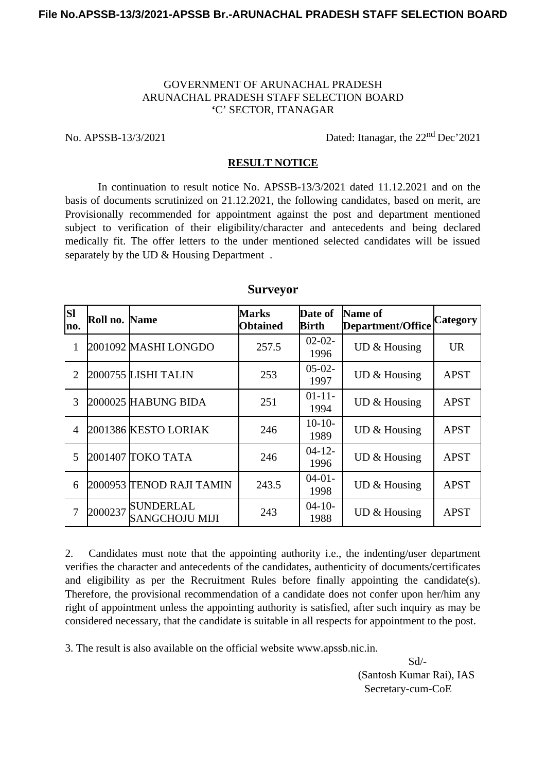GOVERNMENT OF ARUNACHAL PRADESH
ARUNACHAL PRADESH STAFF SELECTION BOARD
'C' SECTOR, ITANAGAR

No. APSSB-13/3/2021 Dated: Itanagar, the 22nd Dec'2021

## RESULT NOTICE

In continuation to result notice No. APSSB-13/3/2021 dated 11.12.2021 and on the basis of documents scrutinized on 21.12.2021, the following candidates, based on merit, are Provisionally recommended for appointment against the post and department mentioned subject to verification of their eligibility/character and antecedents and being declared medically fit. The offer letters to the under mentioned selected candidates will be issued separately by the UD & Housing Department .

### Surveyor

| Sl no. | Roll no. | Name | Marks Obtained | Date of Birth | Name of Department/Office | Category |
|---|---|---|---|---|---|---|
| 1 | 2001092 | MASHI LONGDO | 257.5 | 02-02-1996 | UD & Housing | UR |
| 2 | 2000755 | LISHI TALIN | 253 | 05-02-1997 | UD & Housing | APST |
| 3 | 2000025 | HABUNG BIDA | 251 | 01-11-1994 | UD & Housing | APST |
| 4 | 2001386 | KESTO LORIAK | 246 | 10-10-1989 | UD & Housing | APST |
| 5 | 2001407 | TOKO TATA | 246 | 04-12-1996 | UD & Housing | APST |
| 6 | 2000953 | TENOD RAJI TAMIN | 243.5 | 04-01-1998 | UD & Housing | APST |
| 7 | 2000237 | SUNDERLAL SANGCHOJU MIJI | 243 | 04-10-1988 | UD & Housing | APST |

2. Candidates must note that the appointing authority i.e., the indenting/user department verifies the character and antecedents of the candidates, authenticity of documents/certificates and eligibility as per the Recruitment Rules before finally appointing the candidate(s). Therefore, the provisional recommendation of a candidate does not confer upon her/him any right of appointment unless the appointing authority is satisfied, after such inquiry as may be considered necessary, that the candidate is suitable in all respects for appointment to the post.

3. The result is also available on the official website www.apssb.nic.in.

Sd/-
(Santosh Kumar Rai), IAS
Secretary-cum-CoE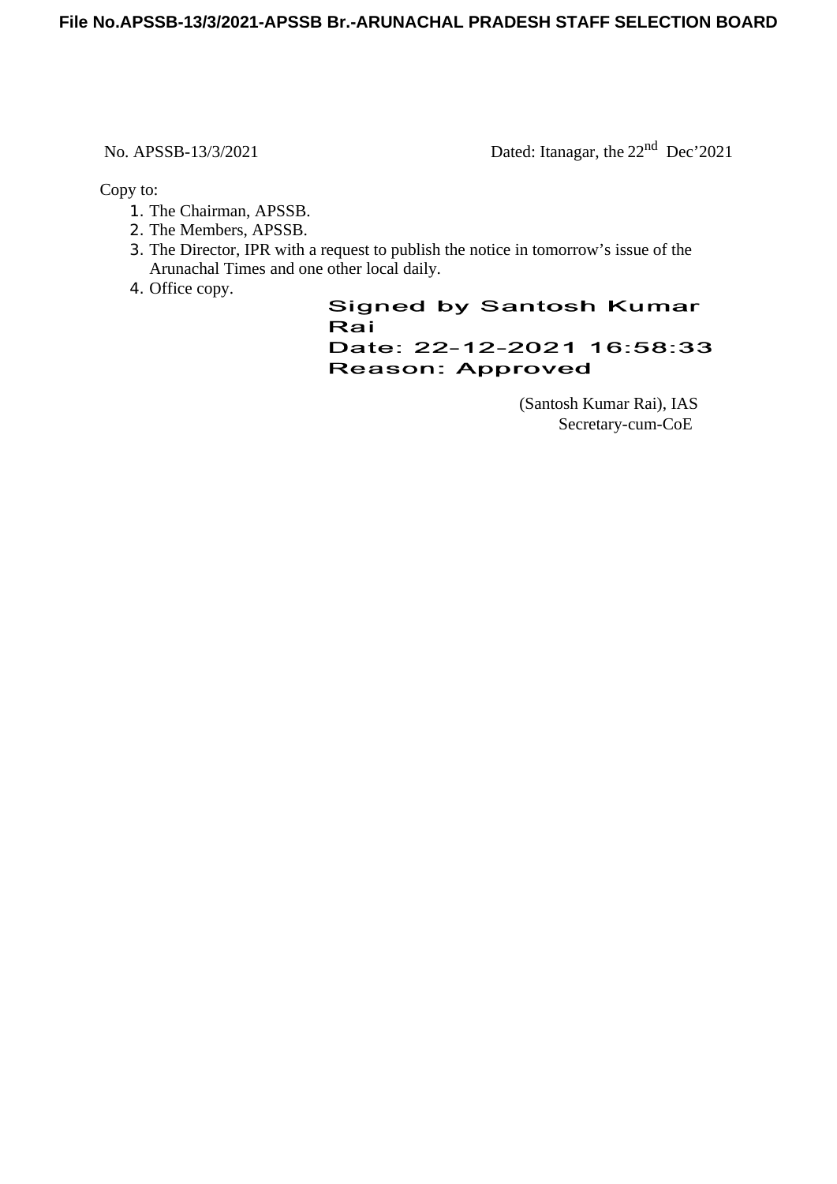No. APSSB-13/3/2021 Dated: Itanagar, the 22nd Dec'2021

Copy to:

1. The Chairman, APSSB.
2. The Members, APSSB.
3. The Director, IPR with a request to publish the notice in tomorrow's issue of the Arunachal Times and one other local daily.
4. Office copy.

Signed by Santosh Kumar Rai
Date: 22-12-2021 16:58:33
Reason: Approved

(Santosh Kumar Rai), IAS
Secretary-cum-CoE